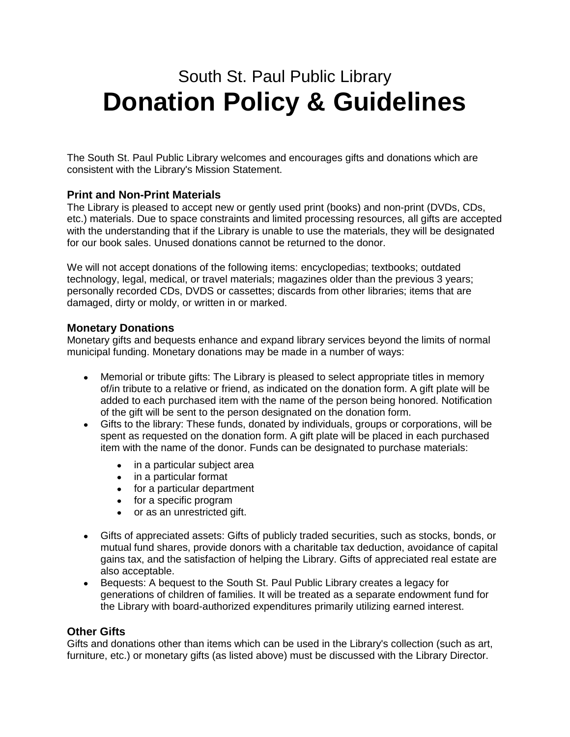South St. Paul Public Library

# Donation Policy & Guidelines

The South St. Paul Public Library welcomes and encourages gifts and donations which are consistent with the Library's Mission Statement.

### Print and Non-Print Materials

The Library is pleased to accept new or gently used print (books) and non-print (DVDs, CDs, etc.) materials. Due to space constraints and limited processing resources, all gifts are accepted with the understanding that if the Library is unable to use the materials, they will be designated for our book sales. Unused donations cannot be returned to the donor.

We will not accept donations of the following items: encyclopedias; textbooks; outdated technology, legal, medical, or travel materials; magazines older than the previous 3 years; personally recorded CDs, DVDS or cassettes; discards from other libraries; items that are damaged, dirty or moldy, or written in or marked.

### Monetary Donations

Monetary gifts and bequests enhance and expand library services beyond the limits of normal municipal funding. Monetary donations may be made in a number of ways:

- Memorial or tribute gifts: The Library is pleased to select appropriate titles in memory of/in tribute to a relative or friend, as indicated on the donation form. A gift plate will be added to each purchased item with the name of the person being honored. Notification of the gift will be sent to the person designated on the donation form.
- Gifts to the library: These funds, donated by individuals, groups or corporations, will be spent as requested on the donation form. A gift plate will be placed in each purchased item with the name of the donor. Funds can be designated to purchase materials:
  - in a particular subject area
  - in a particular format
  - for a particular department
  - for a specific program
  - or as an unrestricted gift.
- Gifts of appreciated assets: Gifts of publicly traded securities, such as stocks, bonds, or mutual fund shares, provide donors with a charitable tax deduction, avoidance of capital gains tax, and the satisfaction of helping the Library. Gifts of appreciated real estate are also acceptable.
- Bequests: A bequest to the South St. Paul Public Library creates a legacy for generations of children of families. It will be treated as a separate endowment fund for the Library with board-authorized expenditures primarily utilizing earned interest.

### Other Gifts

Gifts and donations other than items which can be used in the Library's collection (such as art, furniture, etc.) or monetary gifts (as listed above) must be discussed with the Library Director.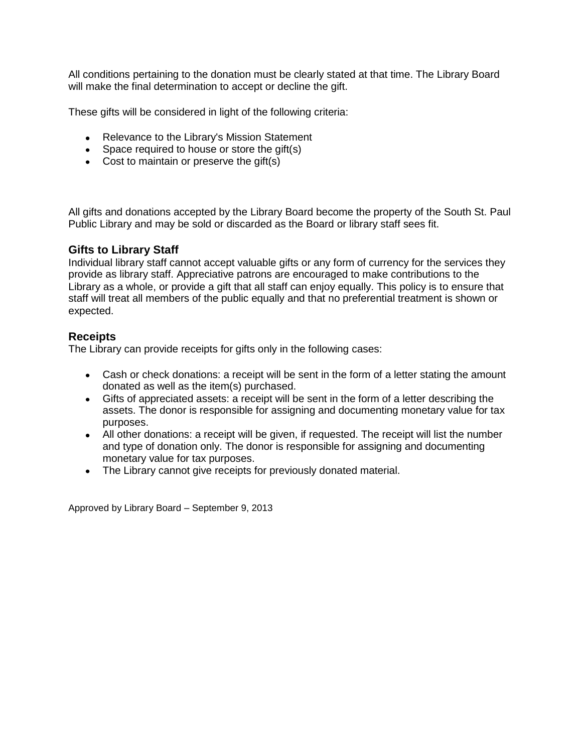All conditions pertaining to the donation must be clearly stated at that time. The Library Board will make the final determination to accept or decline the gift.

These gifts will be considered in light of the following criteria:

- Relevance to the Library's Mission Statement
- Space required to house or store the gift(s)
- Cost to maintain or preserve the gift(s)

All gifts and donations accepted by the Library Board become the property of the South St. Paul Public Library and may be sold or discarded as the Board or library staff sees fit.

### Gifts to Library Staff

Individual library staff cannot accept valuable gifts or any form of currency for the services they provide as library staff. Appreciative patrons are encouraged to make contributions to the Library as a whole, or provide a gift that all staff can enjoy equally. This policy is to ensure that staff will treat all members of the public equally and that no preferential treatment is shown or expected.

### Receipts

The Library can provide receipts for gifts only in the following cases:

- Cash or check donations: a receipt will be sent in the form of a letter stating the amount donated as well as the item(s) purchased.
- Gifts of appreciated assets: a receipt will be sent in the form of a letter describing the assets. The donor is responsible for assigning and documenting monetary value for tax purposes.
- All other donations: a receipt will be given, if requested. The receipt will list the number and type of donation only. The donor is responsible for assigning and documenting monetary value for tax purposes.
- The Library cannot give receipts for previously donated material.

Approved by Library Board – September 9, 2013